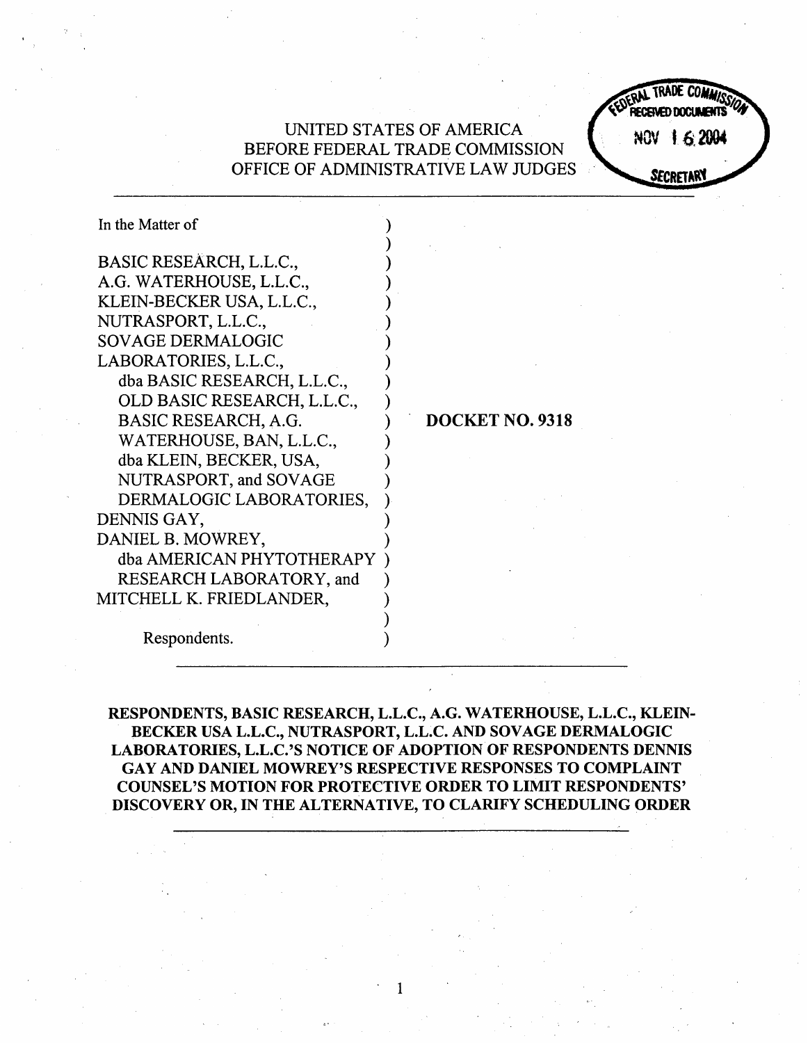UNITED STATES OF AMERICA
BEFORE FEDERAL TRADE COMMISSION
OFFICE OF ADMINISTRATIVE LAW JUDGES

FEDERAL TRADE COMMISSION
RECEIVED DOCUMENTS
NOV 16 2004
SECRETARY

In the Matter of

BASIC RESEARCH, L.L.C.,
A.G. WATERHOUSE, L.L.C.,
KLEIN-BECKER USA, L.L.C.,
NUTRASPORT, L.L.C.,
SOVAGE DERMALOGIC
LABORATORIES, L.L.C.,
dba BASIC RESEARCH, L.L.C.,
OLD BASIC RESEARCH, L.L.C.,
BASIC RESEARCH, A.G.
WATERHOUSE, BAN, L.L.C.,
dba KLEIN, BECKER, USA,
NUTRASPORT, and SOVAGE
DERMALOGIC LABORATORIES,
DENNIS GAY,
DANIEL B. MOWREY,
dba AMERICAN PHYTOTHERAPY
RESEARCH LABORATORY, and
MITCHELL K. FRIEDLANDER,

Respondents.

**DOCKET NO. 9318**

**RESPONDENTS, BASIC RESEARCH, L.L.C., A.G. WATERHOUSE, L.L.C., KLEIN-BECKER USA L.L.C., NUTRASPORT, L.L.C. AND SOVAGE DERMALOGIC LABORATORIES, L.L.C.'S NOTICE OF ADOPTION OF RESPONDENTS DENNIS GAY AND DANIEL MOWREY'S RESPECTIVE RESPONSES TO COMPLAINT COUNSEL'S MOTION FOR PROTECTIVE ORDER TO LIMIT RESPONDENTS' DISCOVERY OR, IN THE ALTERNATIVE, TO CLARIFY SCHEDULING ORDER**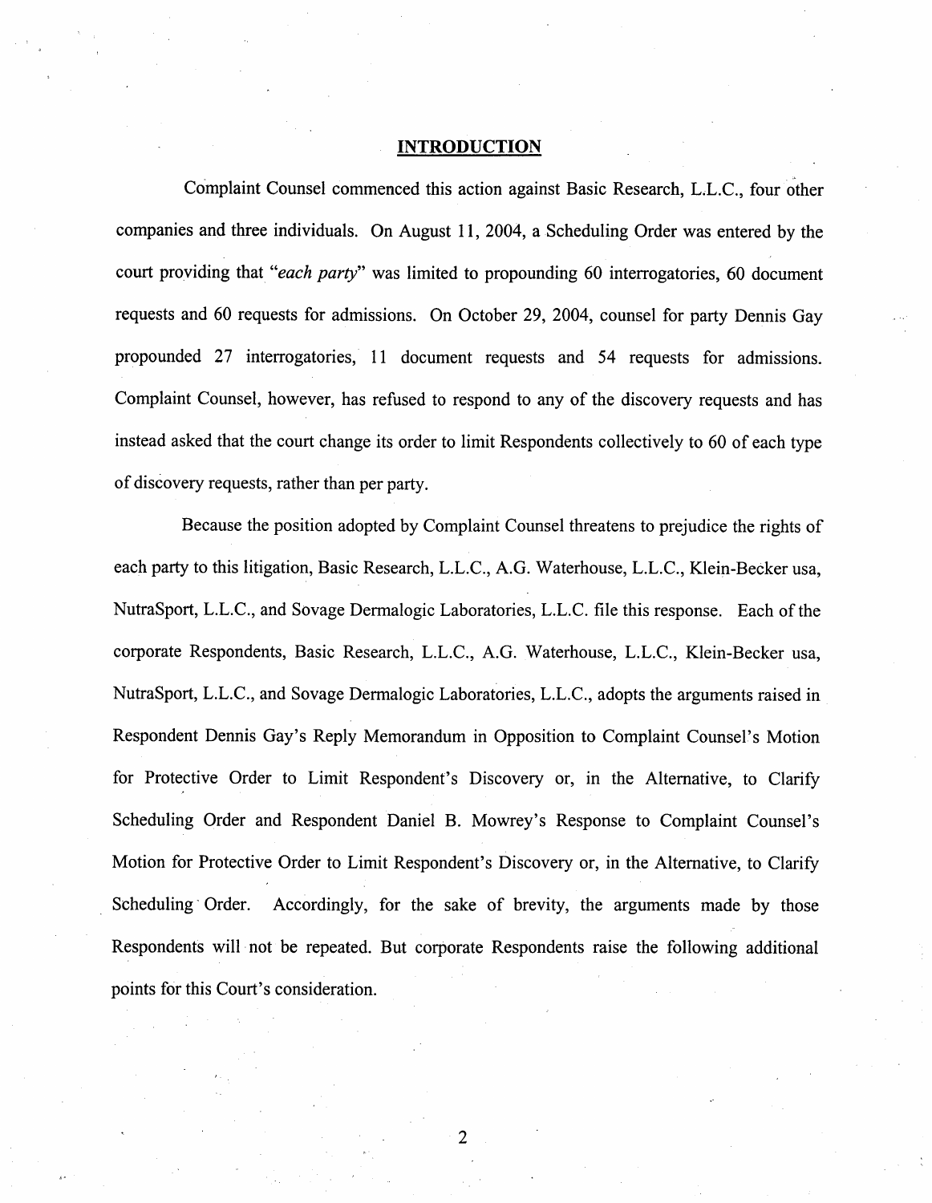## INTRODUCTION

Complaint Counsel commenced this action against Basic Research, L.L.C., four other companies and three individuals. On August 11, 2004, a Scheduling Order was entered by the court providing that "*each party*" was limited to propounding 60 interrogatories, 60 document requests and 60 requests for admissions. On October 29, 2004, counsel for party Dennis Gay propounded 27 interrogatories, 11 document requests and 54 requests for admissions. Complaint Counsel, however, has refused to respond to any of the discovery requests and has instead asked that the court change its order to limit Respondents collectively to 60 of each type of discovery requests, rather than per party.

Because the position adopted by Complaint Counsel threatens to prejudice the rights of each party to this litigation, Basic Research, L.L.C., A.G. Waterhouse, L.L.C., Klein-Becker usa, NutraSport, L.L.C., and Sovage Dermalogic Laboratories, L.L.C. file this response. Each of the corporate Respondents, Basic Research, L.L.C., A.G. Waterhouse, L.L.C., Klein-Becker usa, NutraSport, L.L.C., and Sovage Dermalogic Laboratories, L.L.C., adopts the arguments raised in Respondent Dennis Gay's Reply Memorandum in Opposition to Complaint Counsel's Motion for Protective Order to Limit Respondent's Discovery or, in the Alternative, to Clarify Scheduling Order and Respondent Daniel B. Mowrey's Response to Complaint Counsel's Motion for Protective Order to Limit Respondent's Discovery or, in the Alternative, to Clarify Scheduling Order. Accordingly, for the sake of brevity, the arguments made by those Respondents will not be repeated. But corporate Respondents raise the following additional points for this Court's consideration.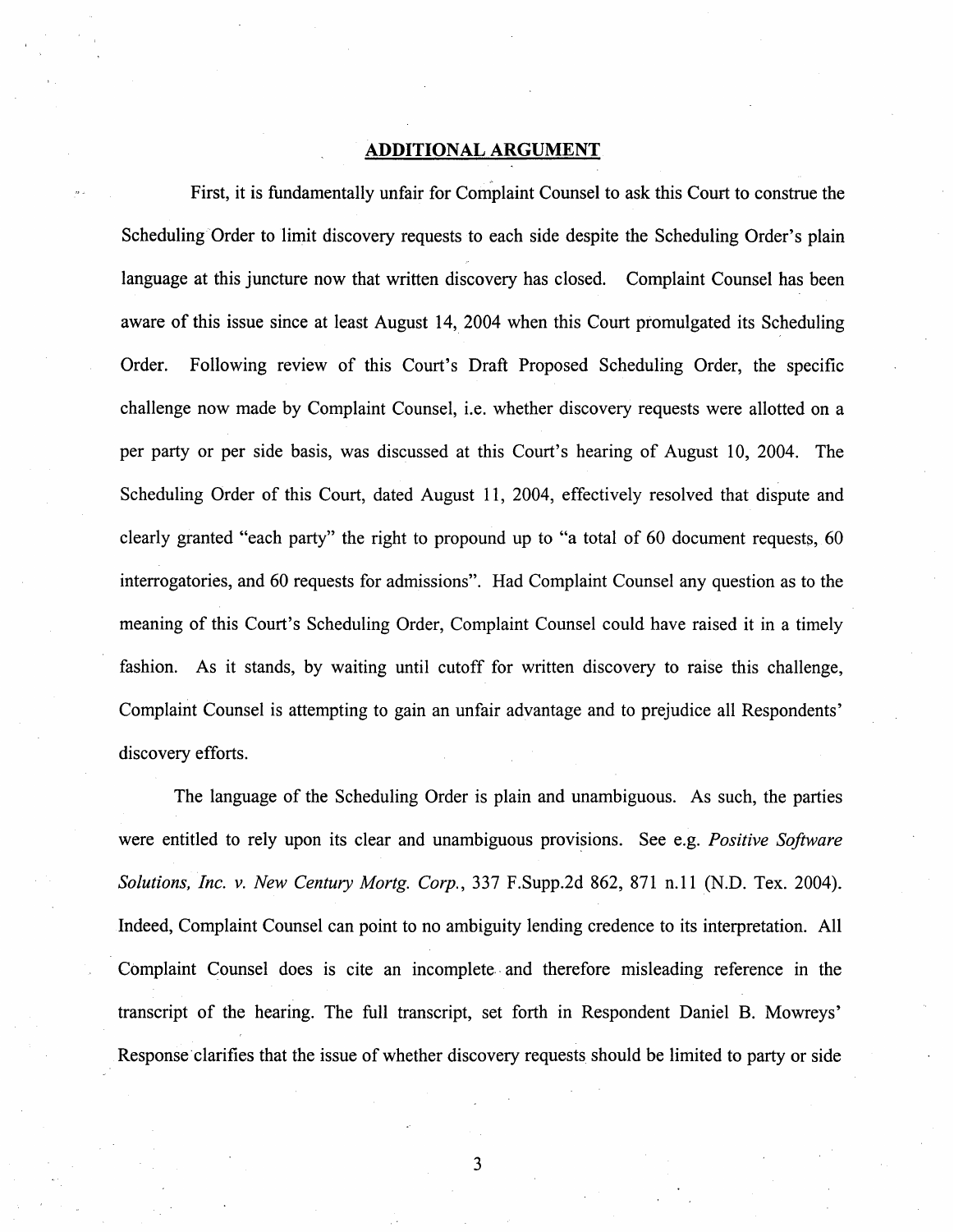## ADDITIONAL ARGUMENT

First, it is fundamentally unfair for Complaint Counsel to ask this Court to construe the Scheduling Order to limit discovery requests to each side despite the Scheduling Order's plain language at this juncture now that written discovery has closed. Complaint Counsel has been aware of this issue since at least August 14, 2004 when this Court promulgated its Scheduling Order. Following review of this Court's Draft Proposed Scheduling Order, the specific challenge now made by Complaint Counsel, i.e. whether discovery requests were allotted on a per party or per side basis, was discussed at this Court's hearing of August 10, 2004. The Scheduling Order of this Court, dated August 11, 2004, effectively resolved that dispute and clearly granted "each party" the right to propound up to "a total of 60 document requests, 60 interrogatories, and 60 requests for admissions". Had Complaint Counsel any question as to the meaning of this Court's Scheduling Order, Complaint Counsel could have raised it in a timely fashion. As it stands, by waiting until cutoff for written discovery to raise this challenge, Complaint Counsel is attempting to gain an unfair advantage and to prejudice all Respondents' discovery efforts.

The language of the Scheduling Order is plain and unambiguous. As such, the parties were entitled to rely upon its clear and unambiguous provisions. See e.g. *Positive Software Solutions, Inc. v. New Century Mortg. Corp.*, 337 F.Supp.2d 862, 871 n.11 (N.D. Tex. 2004). Indeed, Complaint Counsel can point to no ambiguity lending credence to its interpretation. All Complaint Counsel does is cite an incomplete and therefore misleading reference in the transcript of the hearing. The full transcript, set forth in Respondent Daniel B. Mowreys' Response clarifies that the issue of whether discovery requests should be limited to party or side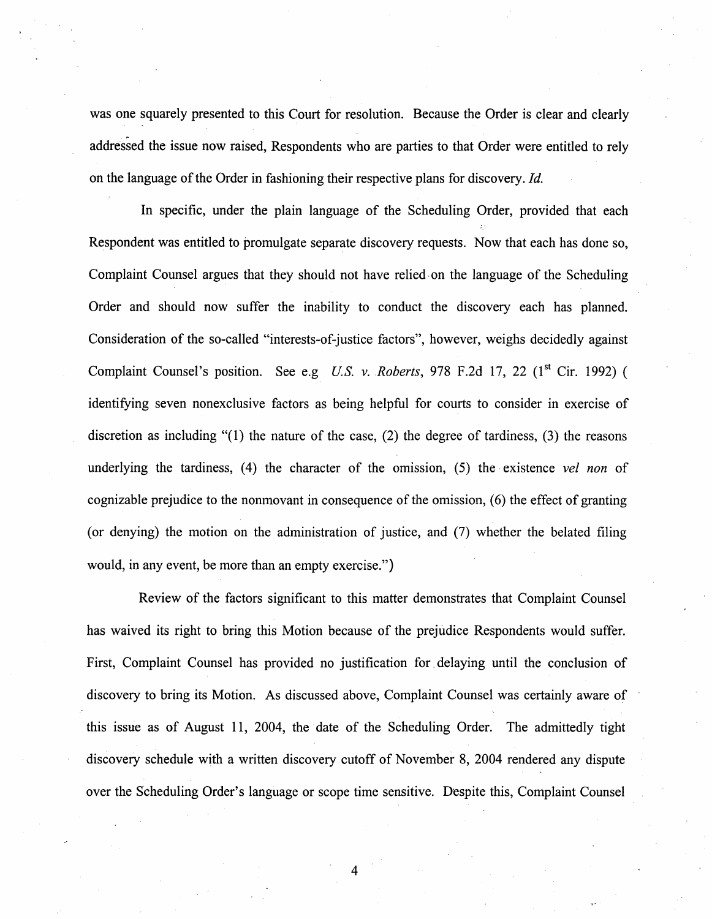was one squarely presented to this Court for resolution. Because the Order is clear and clearly addressed the issue now raised, Respondents who are parties to that Order were entitled to rely on the language of the Order in fashioning their respective plans for discovery. *Id.*

In specific, under the plain language of the Scheduling Order, provided that each Respondent was entitled to promulgate separate discovery requests. Now that each has done so, Complaint Counsel argues that they should not have relied on the language of the Scheduling Order and should now suffer the inability to conduct the discovery each has planned. Consideration of the so-called "interests-of-justice factors", however, weighs decidedly against Complaint Counsel's position. See e.g *U.S. v. Roberts*, 978 F.2d 17, 22 (1st Cir. 1992) ( identifying seven nonexclusive factors as being helpful for courts to consider in exercise of discretion as including "(1) the nature of the case, (2) the degree of tardiness, (3) the reasons underlying the tardiness, (4) the character of the omission, (5) the existence *vel non* of cognizable prejudice to the nonmovant in consequence of the omission, (6) the effect of granting (or denying) the motion on the administration of justice, and (7) whether the belated filing would, in any event, be more than an empty exercise.")

Review of the factors significant to this matter demonstrates that Complaint Counsel has waived its right to bring this Motion because of the prejudice Respondents would suffer. First, Complaint Counsel has provided no justification for delaying until the conclusion of discovery to bring its Motion. As discussed above, Complaint Counsel was certainly aware of this issue as of August 11, 2004, the date of the Scheduling Order. The admittedly tight discovery schedule with a written discovery cutoff of November 8, 2004 rendered any dispute over the Scheduling Order's language or scope time sensitive. Despite this, Complaint Counsel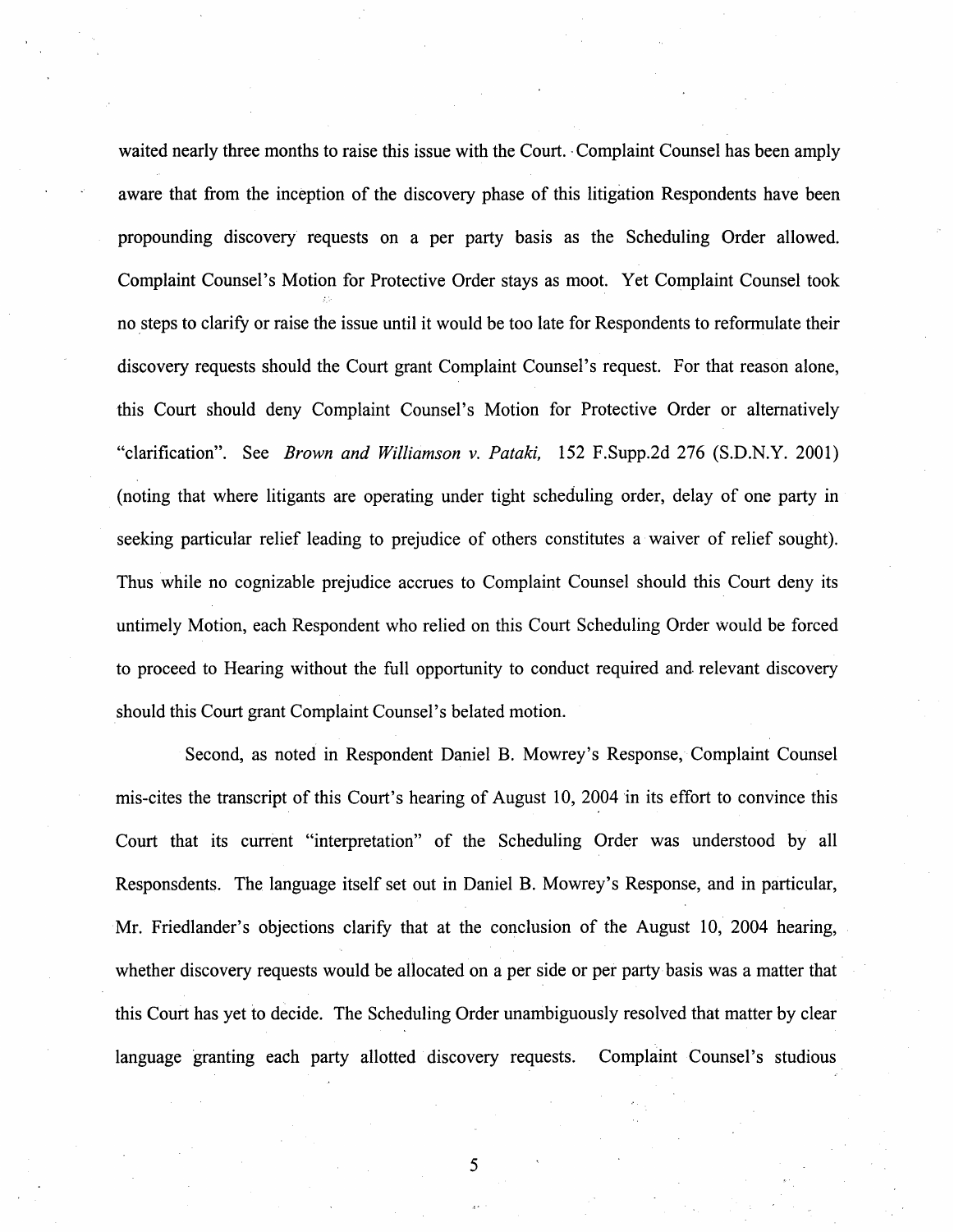waited nearly three months to raise this issue with the Court. Complaint Counsel has been amply aware that from the inception of the discovery phase of this litigation Respondents have been propounding discovery requests on a per party basis as the Scheduling Order allowed. Complaint Counsel's Motion for Protective Order stays as moot. Yet Complaint Counsel took no steps to clarify or raise the issue until it would be too late for Respondents to reformulate their discovery requests should the Court grant Complaint Counsel's request. For that reason alone, this Court should deny Complaint Counsel's Motion for Protective Order or alternatively "clarification". See *Brown and Williamson v. Pataki,* 152 F.Supp.2d 276 (S.D.N.Y. 2001) (noting that where litigants are operating under tight scheduling order, delay of one party in seeking particular relief leading to prejudice of others constitutes a waiver of relief sought). Thus while no cognizable prejudice accrues to Complaint Counsel should this Court deny its untimely Motion, each Respondent who relied on this Court Scheduling Order would be forced to proceed to Hearing without the full opportunity to conduct required and relevant discovery should this Court grant Complaint Counsel's belated motion.

Second, as noted in Respondent Daniel B. Mowrey's Response, Complaint Counsel mis-cites the transcript of this Court's hearing of August 10, 2004 in its effort to convince this Court that its current "interpretation" of the Scheduling Order was understood by all Responsdents. The language itself set out in Daniel B. Mowrey's Response, and in particular, Mr. Friedlander's objections clarify that at the conclusion of the August 10, 2004 hearing, whether discovery requests would be allocated on a per side or per party basis was a matter that this Court has yet to decide. The Scheduling Order unambiguously resolved that matter by clear language granting each party allotted discovery requests. Complaint Counsel's studious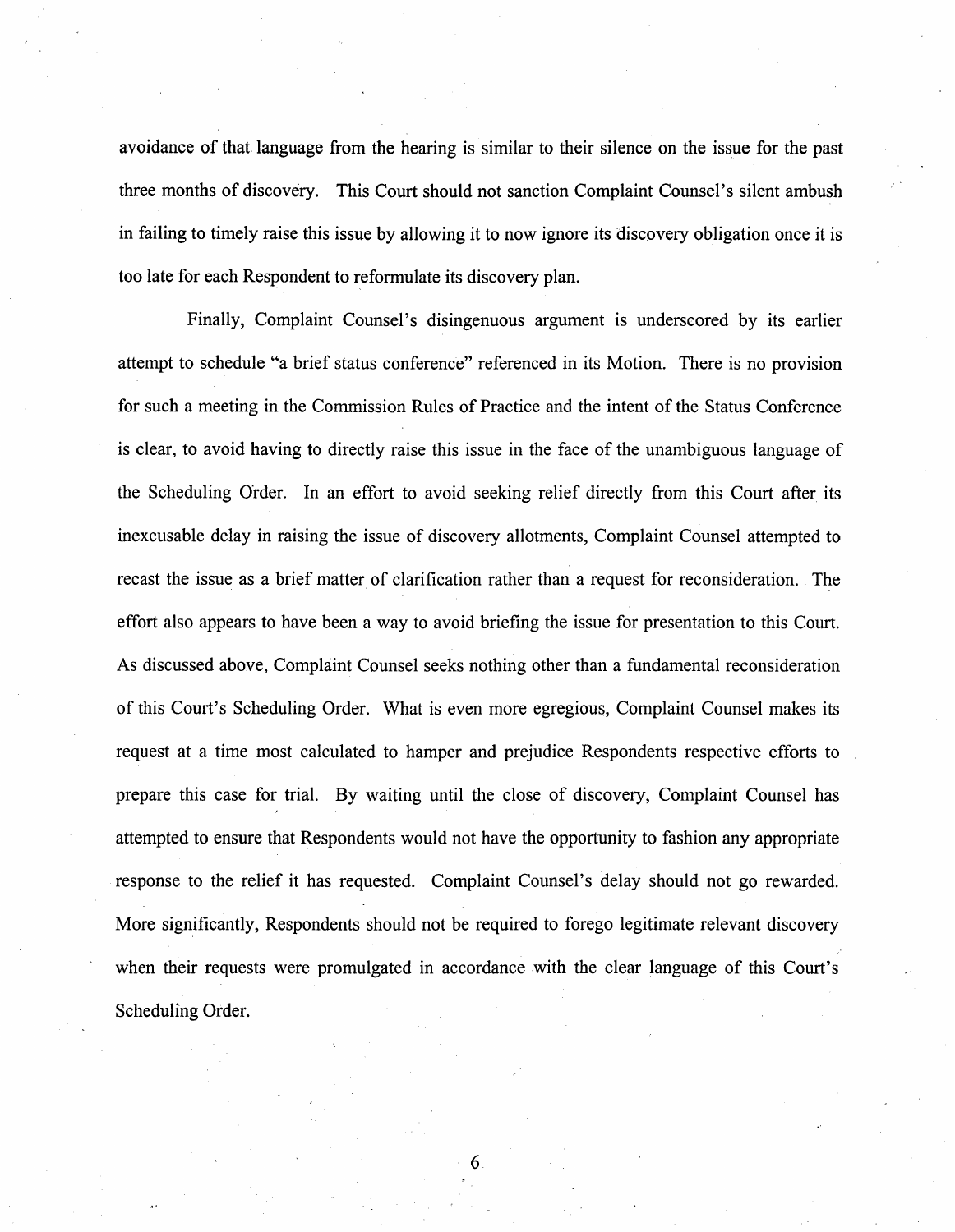avoidance of that language from the hearing is similar to their silence on the issue for the past three months of discovery. This Court should not sanction Complaint Counsel's silent ambush in failing to timely raise this issue by allowing it to now ignore its discovery obligation once it is too late for each Respondent to reformulate its discovery plan.

Finally, Complaint Counsel's disingenuous argument is underscored by its earlier attempt to schedule "a brief status conference" referenced in its Motion. There is no provision for such a meeting in the Commission Rules of Practice and the intent of the Status Conference is clear, to avoid having to directly raise this issue in the face of the unambiguous language of the Scheduling Order. In an effort to avoid seeking relief directly from this Court after its inexcusable delay in raising the issue of discovery allotments, Complaint Counsel attempted to recast the issue as a brief matter of clarification rather than a request for reconsideration. The effort also appears to have been a way to avoid briefing the issue for presentation to this Court. As discussed above, Complaint Counsel seeks nothing other than a fundamental reconsideration of this Court's Scheduling Order. What is even more egregious, Complaint Counsel makes its request at a time most calculated to hamper and prejudice Respondents respective efforts to prepare this case for trial. By waiting until the close of discovery, Complaint Counsel has attempted to ensure that Respondents would not have the opportunity to fashion any appropriate response to the relief it has requested. Complaint Counsel's delay should not go rewarded. More significantly, Respondents should not be required to forego legitimate relevant discovery when their requests were promulgated in accordance with the clear language of this Court's Scheduling Order.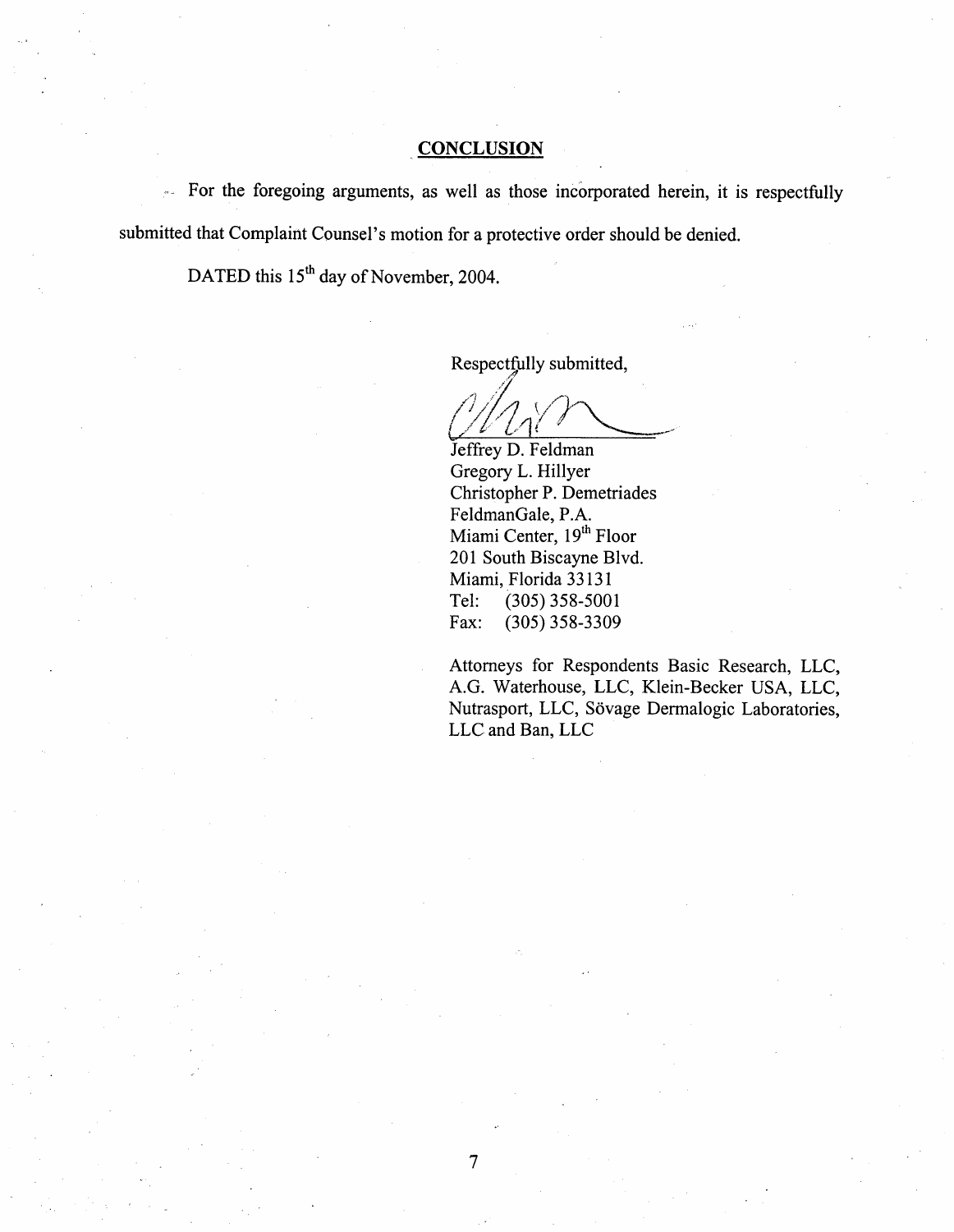## CONCLUSION

For the foregoing arguments, as well as those incorporated herein, it is respectfully submitted that Complaint Counsel's motion for a protective order should be denied.

DATED this 15th day of November, 2004.

Respectfully submitted,

Jeffrey D. Feldman
Gregory L. Hillyer
Christopher P. Demetriades
FeldmanGale, P.A.
Miami Center, 19th Floor
201 South Biscayne Blvd.
Miami, Florida 33131
Tel: (305) 358-5001
Fax: (305) 358-3309

Attorneys for Respondents Basic Research, LLC, A.G. Waterhouse, LLC, Klein-Becker USA, LLC, Nutrasport, LLC, Sövage Dermalogic Laboratories, LLC and Ban, LLC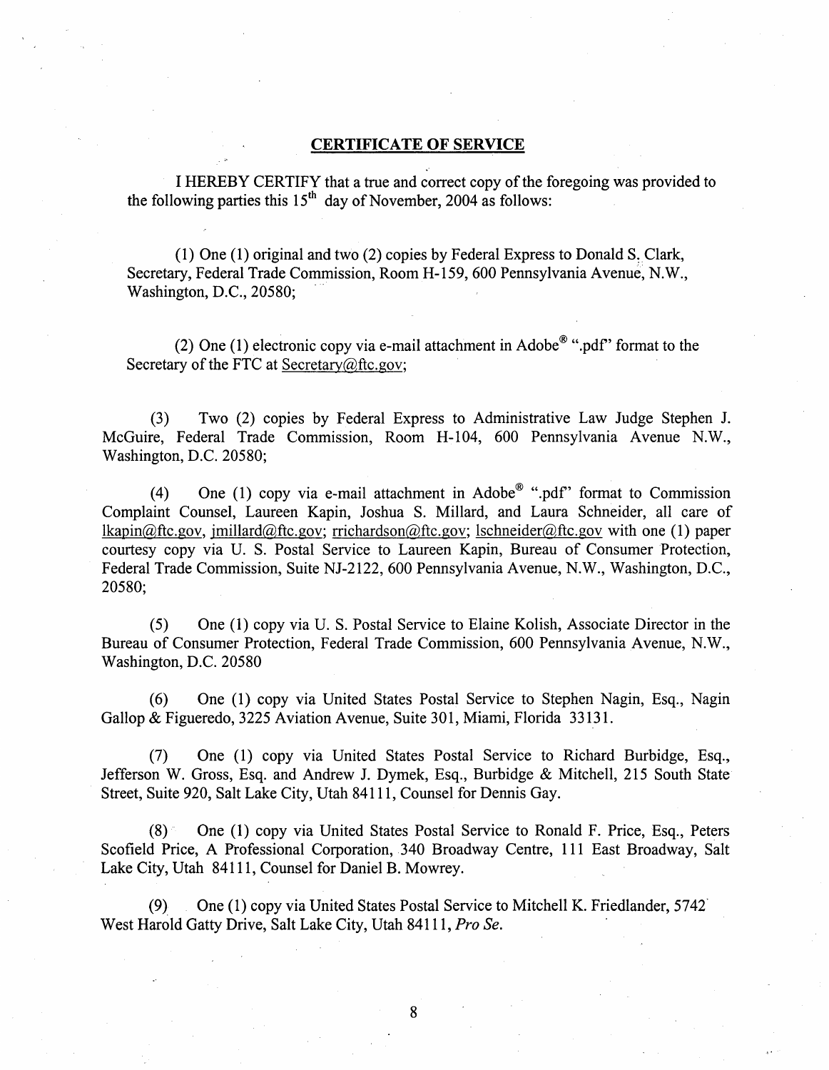## CERTIFICATE OF SERVICE

I HEREBY CERTIFY that a true and correct copy of the foregoing was provided to the following parties this 15th day of November, 2004 as follows:

(1) One (1) original and two (2) copies by Federal Express to Donald S. Clark, Secretary, Federal Trade Commission, Room H-159, 600 Pennsylvania Avenue, N.W., Washington, D.C., 20580;

(2) One (1) electronic copy via e-mail attachment in Adobe® ".pdf" format to the Secretary of the FTC at Secretary@ftc.gov;

(3) Two (2) copies by Federal Express to Administrative Law Judge Stephen J. McGuire, Federal Trade Commission, Room H-104, 600 Pennsylvania Avenue N.W., Washington, D.C. 20580;

(4) One (1) copy via e-mail attachment in Adobe® ".pdf" format to Commission Complaint Counsel, Laureen Kapin, Joshua S. Millard, and Laura Schneider, all care of lkapin@ftc.gov, jmillard@ftc.gov; rrichardson@ftc.gov; lschneider@ftc.gov with one (1) paper courtesy copy via U. S. Postal Service to Laureen Kapin, Bureau of Consumer Protection, Federal Trade Commission, Suite NJ-2122, 600 Pennsylvania Avenue, N.W., Washington, D.C., 20580;

(5) One (1) copy via U. S. Postal Service to Elaine Kolish, Associate Director in the Bureau of Consumer Protection, Federal Trade Commission, 600 Pennsylvania Avenue, N.W., Washington, D.C. 20580

(6) One (1) copy via United States Postal Service to Stephen Nagin, Esq., Nagin Gallop & Figueredo, 3225 Aviation Avenue, Suite 301, Miami, Florida 33131.

(7) One (1) copy via United States Postal Service to Richard Burbidge, Esq., Jefferson W. Gross, Esq. and Andrew J. Dymek, Esq., Burbidge & Mitchell, 215 South State Street, Suite 920, Salt Lake City, Utah 84111, Counsel for Dennis Gay.

(8) One (1) copy via United States Postal Service to Ronald F. Price, Esq., Peters Scofield Price, A Professional Corporation, 340 Broadway Centre, 111 East Broadway, Salt Lake City, Utah 84111, Counsel for Daniel B. Mowrey.

(9) One (1) copy via United States Postal Service to Mitchell K. Friedlander, 5742 West Harold Gatty Drive, Salt Lake City, Utah 84111, *Pro Se.*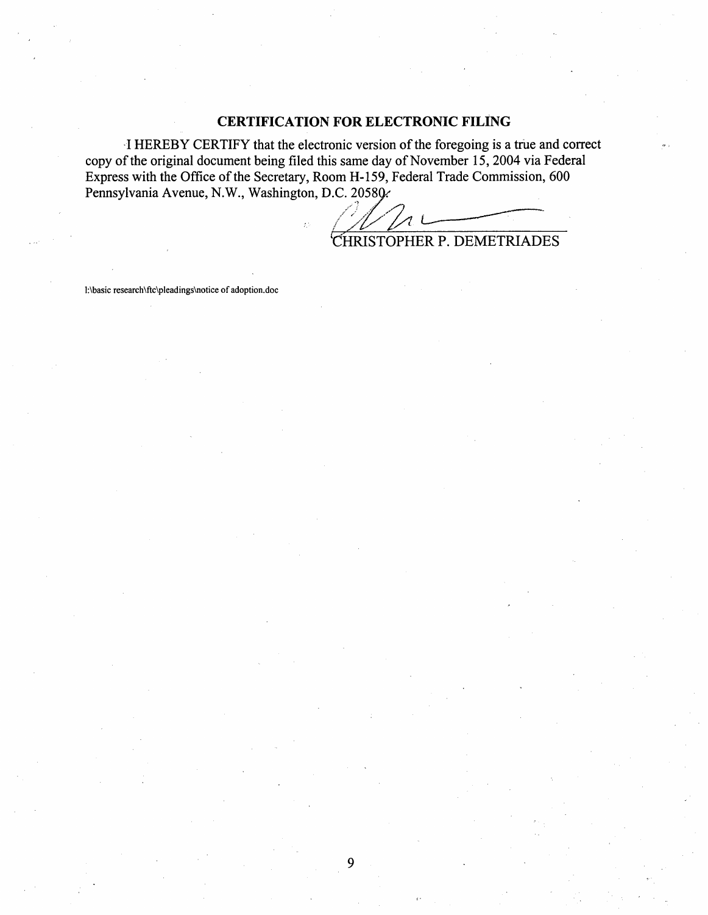## CERTIFICATION FOR ELECTRONIC FILING

I HEREBY CERTIFY that the electronic version of the foregoing is a true and correct copy of the original document being filed this same day of November 15, 2004 via Federal Express with the Office of the Secretary, Room H-159, Federal Trade Commission, 600 Pennsylvania Avenue, N.W., Washington, D.C. 20580.

CHRISTOPHER P. DEMETRIADES

I:\basic research\ftc\pleadings\notice of adoption.doc